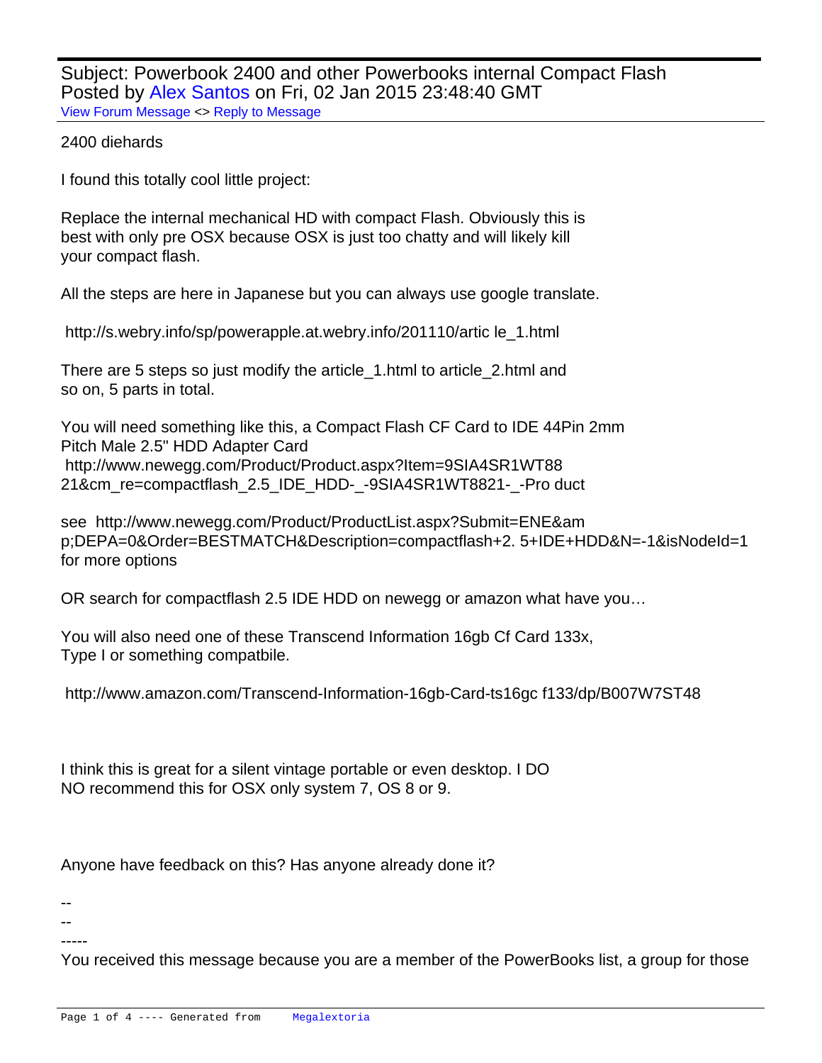Subject: Powerbook 2400 and other Powerbooks internal Compact Flash
Posted by Alex Santos on Fri, 02 Jan 2015 23:48:40 GMT
View Forum Message <> Reply to Message

2400 diehards

I found this totally cool little project:

Replace the internal mechanical HD with compact Flash. Obviously this is
best with only pre OSX because OSX is just too chatty and will likely kill
your compact flash.

All the steps are here in Japanese but you can always use google translate.

http://s.webry.info/sp/powerapple.at.webry.info/201110/artic le_1.html

There are 5 steps so just modify the article_1.html to article_2.html and
so on, 5 parts in total.

You will need something like this, a Compact Flash CF Card to IDE 44Pin 2mm
Pitch Male 2.5" HDD Adapter Card
http://www.newegg.com/Product/Product.aspx?Item=9SIA4SR1WT88
21&cm_re=compactflash_2.5_IDE_HDD-_-9SIA4SR1WT8821-_-Pro duct

see http://www.newegg.com/Product/ProductList.aspx?Submit=ENE&am
p;DEPA=0&Order=BESTMATCH&Description=compactflash+2. 5+IDE+HDD&N=-1&isNodeId=1
for more options

OR search for compactflash 2.5 IDE HDD on newegg or amazon what have you…

You will also need one of these Transcend Information 16gb Cf Card 133x,
Type I or something compatbile.

http://www.amazon.com/Transcend-Information-16gb-Card-ts16gc f133/dp/B007W7ST48

I think this is great for a silent vintage portable or even desktop. I DO
NO recommend this for OSX only system 7, OS 8 or 9.

Anyone have feedback on this? Has anyone already done it?

--
--
-----
You received this message because you are a member of the PowerBooks list, a group for those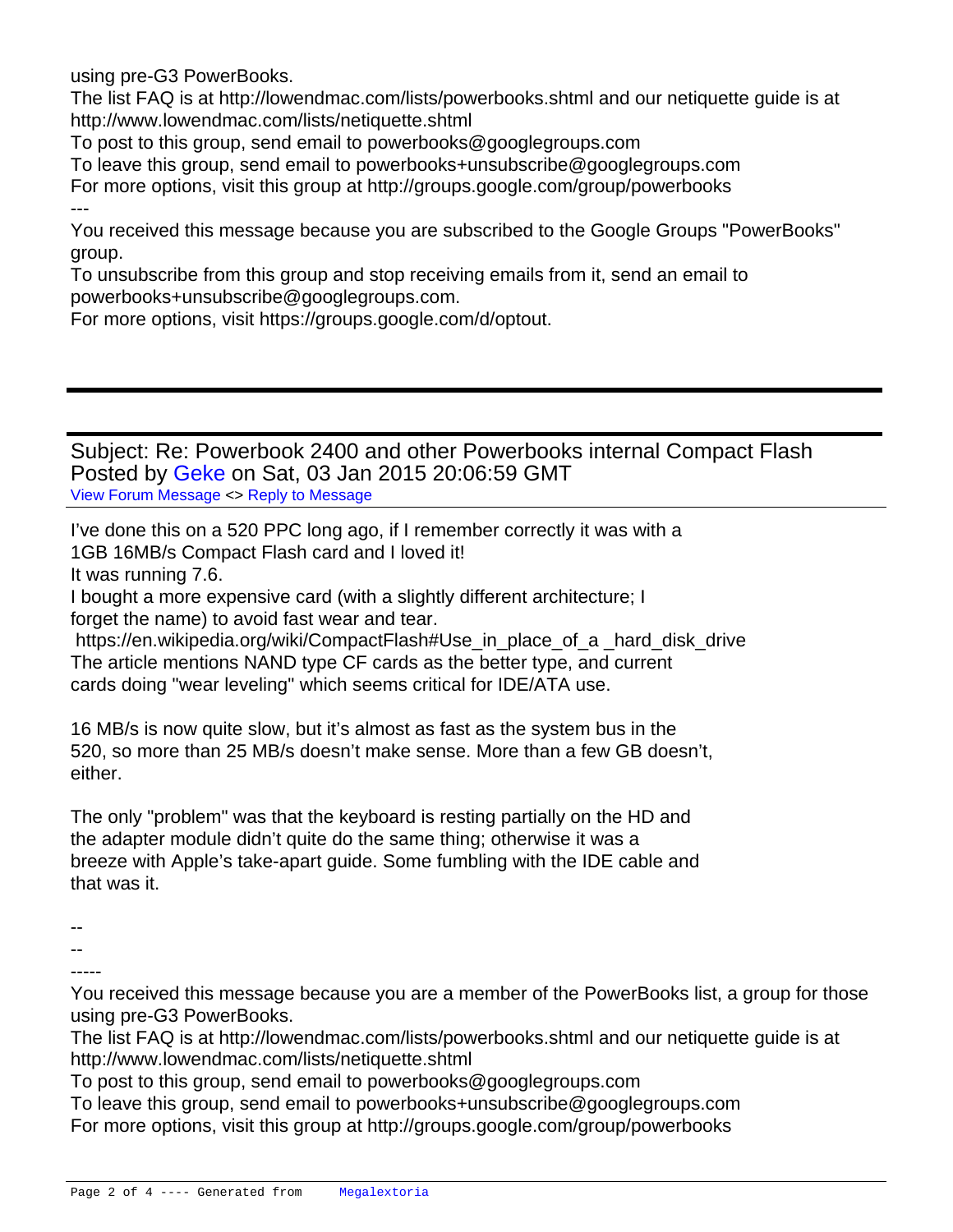using pre-G3 PowerBooks.
The list FAQ is at http://lowendmac.com/lists/powerbooks.shtml and our netiquette guide is at http://www.lowendmac.com/lists/netiquette.shtml
To post to this group, send email to powerbooks@googlegroups.com
To leave this group, send email to powerbooks+unsubscribe@googlegroups.com
For more options, visit this group at http://groups.google.com/group/powerbooks
---
You received this message because you are subscribed to the Google Groups "PowerBooks" group.
To unsubscribe from this group and stop receiving emails from it, send an email to powerbooks+unsubscribe@googlegroups.com.
For more options, visit https://groups.google.com/d/optout.

---

Subject: Re: Powerbook 2400 and other Powerbooks internal Compact Flash
Posted by Geke on Sat, 03 Jan 2015 20:06:59 GMT
View Forum Message <> Reply to Message

I've done this on a 520 PPC long ago, if I remember correctly it was with a
1GB 16MB/s Compact Flash card and I loved it!
It was running 7.6.
I bought a more expensive card (with a slightly different architecture; I
forget the name) to avoid fast wear and tear.
https://en.wikipedia.org/wiki/CompactFlash#Use_in_place_of_a _hard_disk_drive
The article mentions NAND type CF cards as the better type, and current
cards doing "wear leveling" which seems critical for IDE/ATA use.

16 MB/s is now quite slow, but it's almost as fast as the system bus in the
520, so more than 25 MB/s doesn't make sense. More than a few GB doesn't,
either.

The only "problem" was that the keyboard is resting partially on the HD and
the adapter module didn't quite do the same thing; otherwise it was a
breeze with Apple's take-apart guide. Some fumbling with the IDE cable and
that was it.

--
--
-----
You received this message because you are a member of the PowerBooks list, a group for those using pre-G3 PowerBooks.
The list FAQ is at http://lowendmac.com/lists/powerbooks.shtml and our netiquette guide is at http://www.lowendmac.com/lists/netiquette.shtml
To post to this group, send email to powerbooks@googlegroups.com
To leave this group, send email to powerbooks+unsubscribe@googlegroups.com
For more options, visit this group at http://groups.google.com/group/powerbooks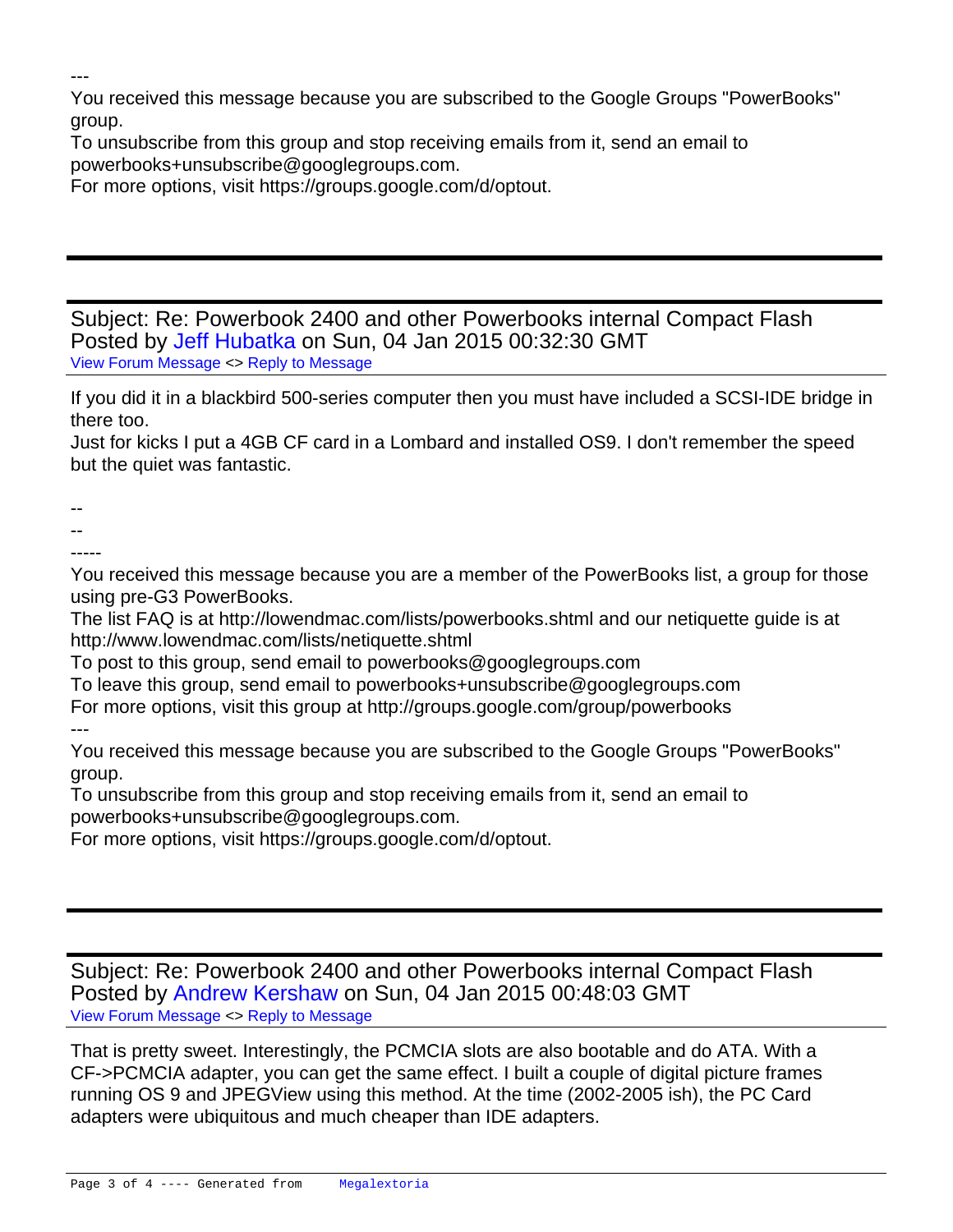---

You received this message because you are subscribed to the Google Groups "PowerBooks" group.
To unsubscribe from this group and stop receiving emails from it, send an email to powerbooks+unsubscribe@googlegroups.com.
For more options, visit https://groups.google.com/d/optout.

---

Subject: Re: Powerbook 2400 and other Powerbooks internal Compact Flash
Posted by Jeff Hubatka on Sun, 04 Jan 2015 00:32:30 GMT
View Forum Message <> Reply to Message

If you did it in a blackbird 500-series computer then you must have included a SCSI-IDE bridge in there too.
Just for kicks I put a 4GB CF card in a Lombard and installed OS9. I don't remember the speed but the quiet was fantastic.

--
--
-----
You received this message because you are a member of the PowerBooks list, a group for those using pre-G3 PowerBooks.
The list FAQ is at http://lowendmac.com/lists/powerbooks.shtml and our netiquette guide is at http://www.lowendmac.com/lists/netiquette.shtml
To post to this group, send email to powerbooks@googlegroups.com
To leave this group, send email to powerbooks+unsubscribe@googlegroups.com
For more options, visit this group at http://groups.google.com/group/powerbooks
---
You received this message because you are subscribed to the Google Groups "PowerBooks" group.
To unsubscribe from this group and stop receiving emails from it, send an email to powerbooks+unsubscribe@googlegroups.com.
For more options, visit https://groups.google.com/d/optout.

---

Subject: Re: Powerbook 2400 and other Powerbooks internal Compact Flash
Posted by Andrew Kershaw on Sun, 04 Jan 2015 00:48:03 GMT
View Forum Message <> Reply to Message

That is pretty sweet. Interestingly, the PCMCIA slots are also bootable and do ATA. With a CF->PCMCIA adapter, you can get the same effect. I built a couple of digital picture frames running OS 9 and JPEGView using this method. At the time (2002-2005 ish), the PC Card adapters were ubiquitous and much cheaper than IDE adapters.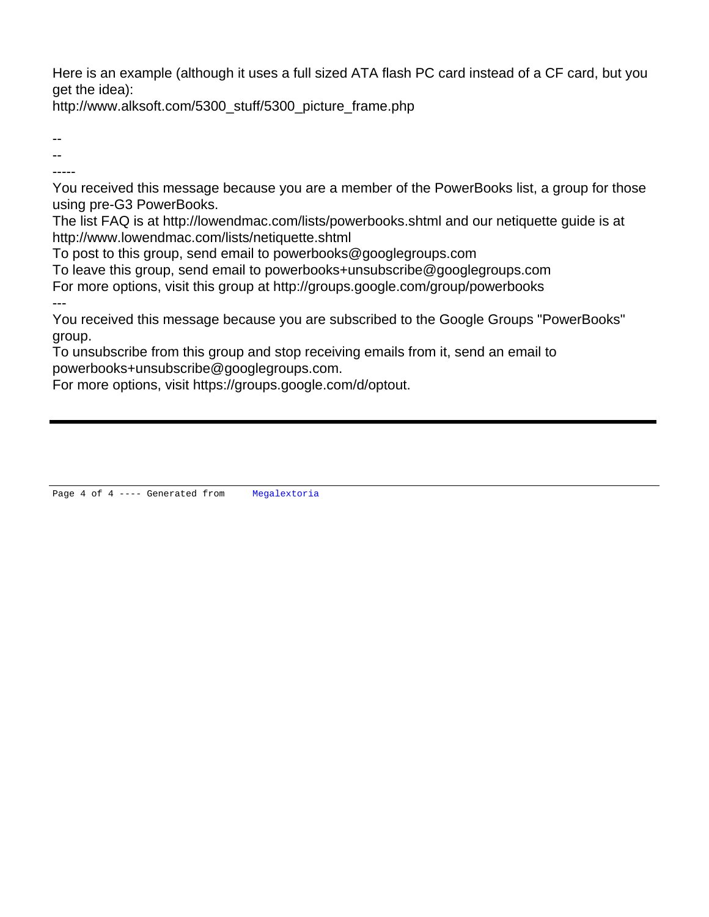Here is an example (although it uses a full sized ATA flash PC card instead of a CF card, but you get the idea):
http://www.alksoft.com/5300_stuff/5300_picture_frame.php

--
--
-----
You received this message because you are a member of the PowerBooks list, a group for those using pre-G3 PowerBooks.
The list FAQ is at http://lowendmac.com/lists/powerbooks.shtml and our netiquette guide is at http://www.lowendmac.com/lists/netiquette.shtml
To post to this group, send email to powerbooks@googlegroups.com
To leave this group, send email to powerbooks+unsubscribe@googlegroups.com
For more options, visit this group at http://groups.google.com/group/powerbooks
---
You received this message because you are subscribed to the Google Groups "PowerBooks" group.
To unsubscribe from this group and stop receiving emails from it, send an email to powerbooks+unsubscribe@googlegroups.com.
For more options, visit https://groups.google.com/d/optout.

---